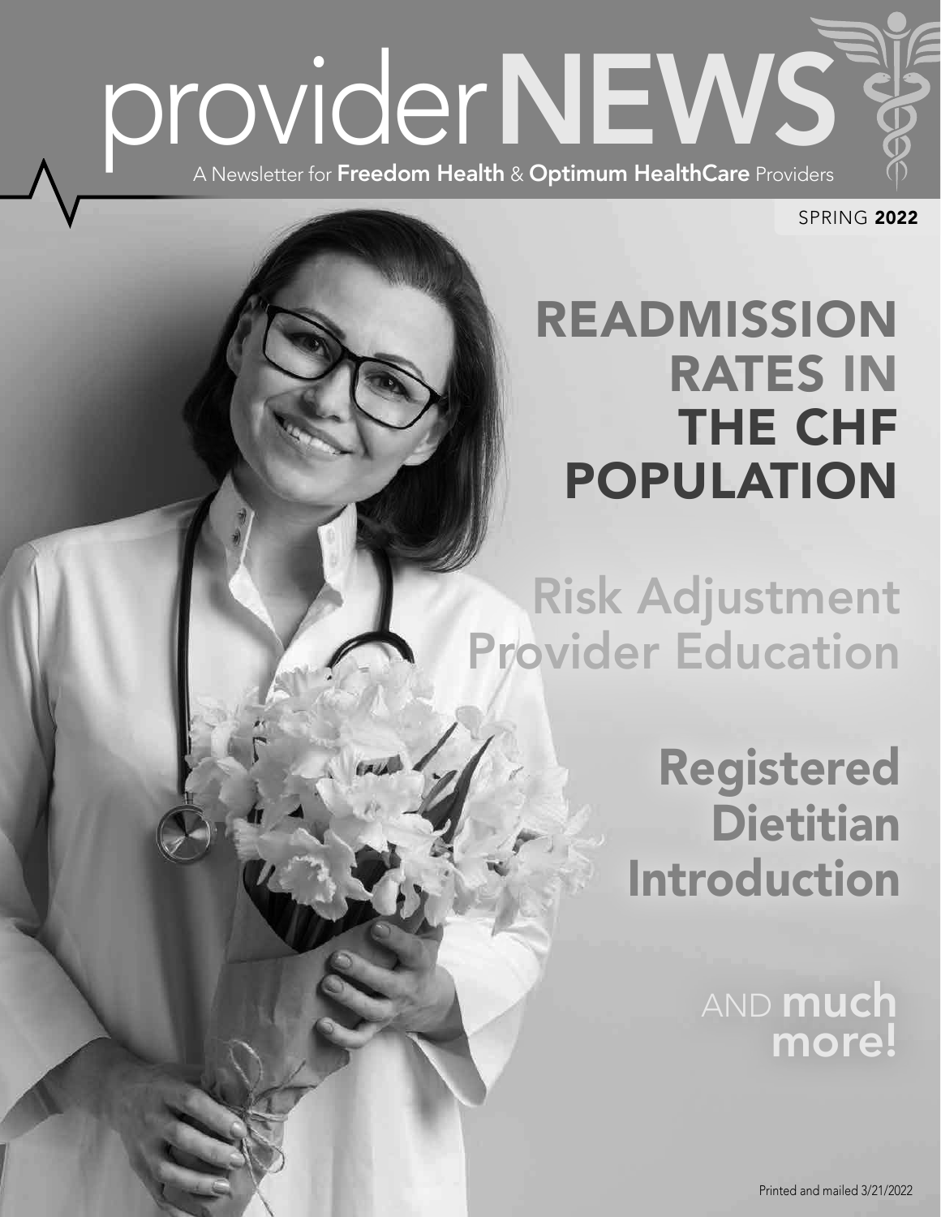# providerNEWS

A Newsletter for **Freedom Health** & **Optimum HealthCare** Providers

SPRING **2022**

## READMISSION RATES IN THE CHF POPULATION

## Risk Adjustment Provider Education

## Registered Dietitian Introduction

AND **much more!**

Printed and mailed 3/21/2022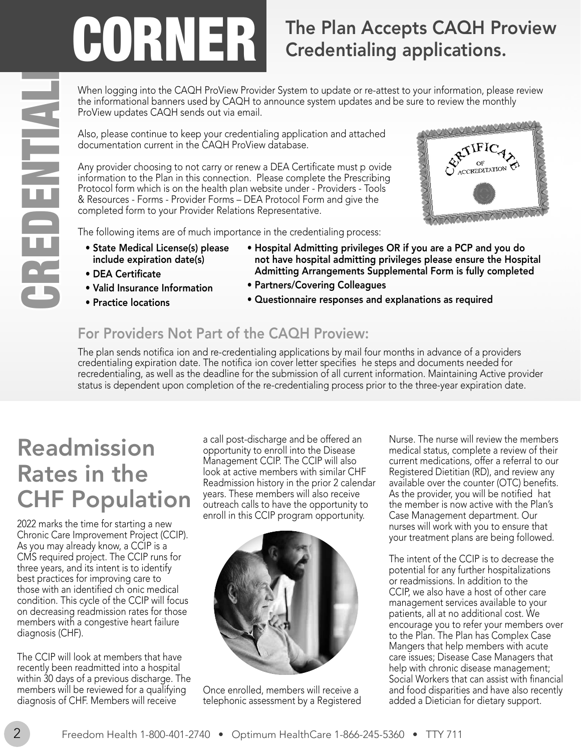# CREDENTIALING CORNER

## The Plan Accepts CAQH Proview Credentialing applications.

When logging into the CAQH ProView Provider System to update or re-attest to your information, please review the informational banners used by CAQH to announce system updates and be sure to review the monthly ProView updates CAQH sends out via email.

Also, please continue to keep your credentialing application and attached documentation current in the CAQH ProView database.

Any provider choosing to not carry or renew a DEA Certificate must p ovide information to the Plan in this connection. Please complete the Prescribing Protocol form which is on the health plan website under - Providers - Tools & Resources - Forms - Provider Forms – DEA Protocol Form and give the completed form to your Provider Relations Representative.

The following items are of much importance in the credentialing process:

- **State Medical License(s) please include expiration date(s)**
- **DEA Certificate**
- **Valid Insurance Information**
- **Practice locations**
- **Hospital Admitting privileges OR if you are a PCP and you do not have hospital admitting privileges please ensure the Hospital Admitting Arrangements Supplemental Form is fully completed**
- **Partners/Covering Colleagues**
- **Questionnaire responses and explanations as required**

### For Providers Not Part of the CAQH Proview:

The plan sends notifica ion and re-credentialing applications by mail four months in advance of a providers credentialing expiration date. The notifica ion cover letter specifies he steps and documents needed for recredentialing, as well as the deadline for the submission of all current information. Maintaining Active provider status is dependent upon completion of the re-credentialing process prior to the three-year expiration date.

# Readmission Rates in the CHF Population

2022 marks the time for starting a new Chronic Care Improvement Project (CCIP). As you may already know, a CCIP is a CMS required project. The CCIP runs for three years, and its intent is to identify best practices for improving care to those with an identified ch onic medical condition. This cycle of the CCIP will focus on decreasing readmission rates for those members with a congestive heart failure diagnosis (CHF).

The CCIP will look at members that have recently been readmitted into a hospital within 30 days of a previous discharge. The members will be reviewed for a qualifying diagnosis of CHF. Members will receive a call post-discharge and be offered an opportunity to enroll into the Disease Management CCIP. The CCIP will also look at active members with similar CHF Readmission history in the prior 2 calendar years. These members will also receive outreach calls to have the opportunity to enroll in this CCIP program opportunity.

Once enrolled, members will receive a telephonic assessment by a Registered Nurse. The nurse will review the members medical status, complete a review of their current medications, offer a referral to our Registered Dietitian (RD), and review any available over the counter (OTC) benefits. As the provider, you will be notified hat the member is now active with the Plan's Case Management department. Our nurses will work with you to ensure that your treatment plans are being followed.

The intent of the CCIP is to decrease the potential for any further hospitalizations or readmissions. In addition to the CCIP, we also have a host of other care management services available to your patients, all at no additional cost. We encourage you to refer your members over to the Plan. The Plan has Complex Case Mangers that help members with acute care issues; Disease Case Managers that help with chronic disease management; Social Workers that can assist with financial and food disparities and have also recently added a Dietician for dietary support.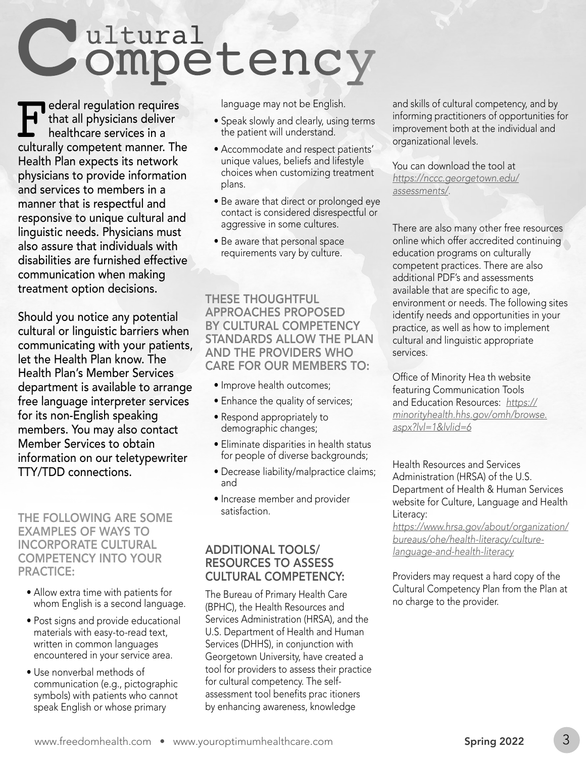# Cultural Competency

Federal regulation requires that all physicians deliver healthcare services in a culturally competent manner. The Health Plan expects its network physicians to provide information and services to members in a manner that is respectful and responsive to unique cultural and linguistic needs. Physicians must also assure that individuals with disabilities are furnished effective communication when making treatment option decisions.

Should you notice any potential cultural or linguistic barriers when communicating with your patients, let the Health Plan know. The Health Plan's Member Services department is available to arrange free language interpreter services for its non-English speaking members. You may also contact Member Services to obtain information on our teletypewriter TTY/TDD connections.

## THE FOLLOWING ARE SOME EXAMPLES OF WAYS TO INCORPORATE CULTURAL COMPETENCY INTO YOUR PRACTICE:

- Allow extra time with patients for whom English is a second language.
- Post signs and provide educational materials with easy-to-read text, written in common languages encountered in your service area.
- Use nonverbal methods of communication (e.g., pictographic symbols) with patients who cannot speak English or whose primary language may not be English.
- Speak slowly and clearly, using terms the patient will understand.
- Accommodate and respect patients' unique values, beliefs and lifestyle choices when customizing treatment plans.
- Be aware that direct or prolonged eye contact is considered disrespectful or aggressive in some cultures.
- Be aware that personal space requirements vary by culture.

## THESE THOUGHTFUL APPROACHES PROPOSED BY CULTURAL COMPETENCY STANDARDS ALLOW THE PLAN AND THE PROVIDERS WHO CARE FOR OUR MEMBERS TO:

- Improve health outcomes;
- Enhance the quality of services;
- Respond appropriately to demographic changes;
- Eliminate disparities in health status for people of diverse backgrounds;
- Decrease liability/malpractice claims; and
- Increase member and provider satisfaction.

## ADDITIONAL TOOLS/ RESOURCES TO ASSESS CULTURAL COMPETENCY:

The Bureau of Primary Health Care (BPHC), the Health Resources and Services Administration (HRSA), and the U.S. Department of Health and Human Services (DHHS), in conjunction with Georgetown University, have created a tool for providers to assess their practice for cultural competency. The self-assessment tool benefits prac itioners by enhancing awareness, knowledge and skills of cultural competency, and by informing practitioners of opportunities for improvement both at the individual and organizational levels.

You can download the tool at *https://nccc.georgetown.edu/assessments/*.

There are also many other free resources online which offer accredited continuing education programs on culturally competent practices. There are also additional PDF's and assessments available that are specific to age, environment or needs. The following sites identify needs and opportunities in your practice, as well as how to implement cultural and linguistic appropriate services.

Office of Minority Hea th website featuring Communication Tools and Education Resources: *https://minorityhealth.hhs.gov/omh/browse.aspx?lvl=1&lvlid=6*

Health Resources and Services Administration (HRSA) of the U.S. Department of Health & Human Services website for Culture, Language and Health Literacy:
*https://www.hrsa.gov/about/organization/bureaus/ohe/health-literacy/culture-language-and-health-literacy*

Providers may request a hard copy of the Cultural Competency Plan from the Plan at no charge to the provider.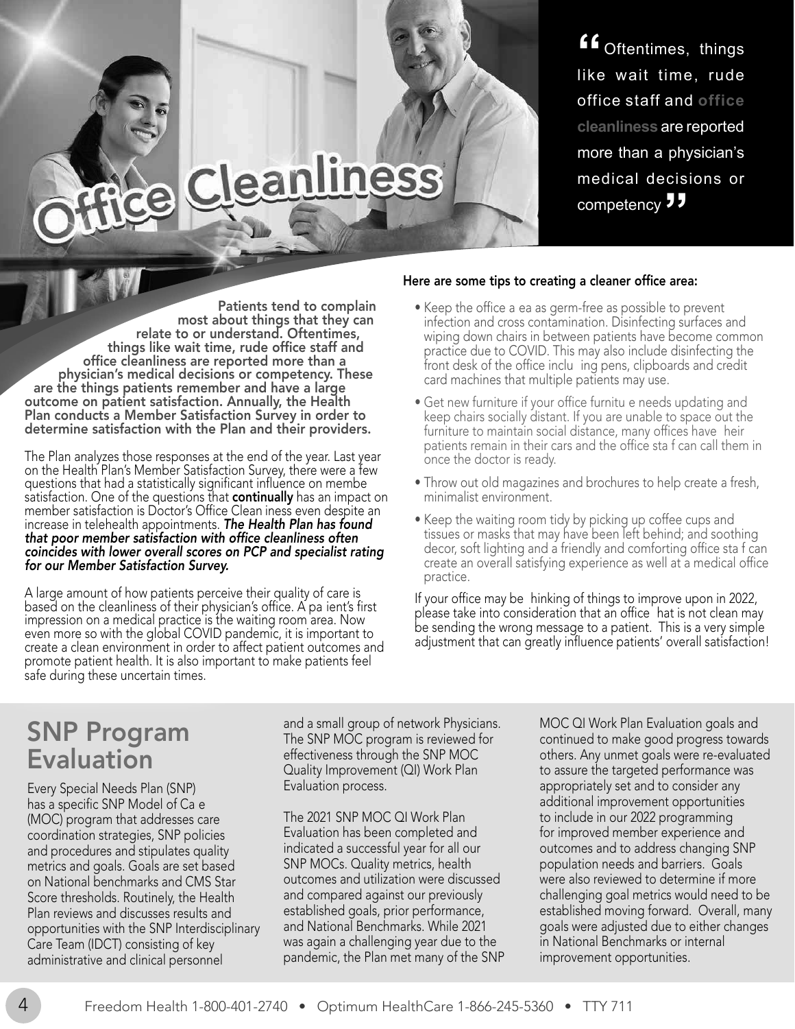# Office Cleanliness

> "Oftentimes, things like wait time, rude office staff and **office cleanliness** are reported more than a physician's medical decisions or competency"

**Patients tend to complain most about things that they can relate to or understand. Oftentimes, things like wait time, rude office staff and office cleanliness are reported more than a physician's medical decisions or competency. These are the things patients remember and have a large outcome on patient satisfaction. Annually, the Health Plan conducts a Member Satisfaction Survey in order to determine satisfaction with the Plan and their providers.**

The Plan analyzes those responses at the end of the year. Last year on the Health Plan's Member Satisfaction Survey, there were a few questions that had a statistically significant influence on membe satisfaction. One of the questions that **continually** has an impact on member satisfaction is Doctor's Office Clean iness even despite an increase in telehealth appointments. ***The Health Plan has found that poor member satisfaction with office cleanliness often coincides with lower overall scores on PCP and specialist rating for our Member Satisfaction Survey.***

A large amount of how patients perceive their quality of care is based on the cleanliness of their physician's office. A pa ient's first impression on a medical practice is the waiting room area. Now even more so with the global COVID pandemic, it is important to create a clean environment in order to affect patient outcomes and promote patient health. It is also important to make patients feel safe during these uncertain times.

**Here are some tips to creating a cleaner office area:**

- Keep the office a ea as germ-free as possible to prevent infection and cross contamination. Disinfecting surfaces and wiping down chairs in between patients have become common practice due to COVID. This may also include disinfecting the front desk of the office inclu ing pens, clipboards and credit card machines that multiple patients may use.
- Get new furniture if your office furnitu e needs updating and keep chairs socially distant. If you are unable to space out the furniture to maintain social distance, many offices have heir patients remain in their cars and the office sta f can call them in once the doctor is ready.
- Throw out old magazines and brochures to help create a fresh, minimalist environment.
- Keep the waiting room tidy by picking up coffee cups and tissues or masks that may have been left behind; and soothing decor, soft lighting and a friendly and comforting office sta f can create an overall satisfying experience as well at a medical office practice.

If your office may be hinking of things to improve upon in 2022, please take into consideration that an office hat is not clean may be sending the wrong message to a patient. This is a very simple adjustment that can greatly influence patients' overall satisfaction!

## SNP Program Evaluation

Every Special Needs Plan (SNP) has a specific SNP Model of Ca e (MOC) program that addresses care coordination strategies, SNP policies and procedures and stipulates quality metrics and goals. Goals are set based on National benchmarks and CMS Star Score thresholds. Routinely, the Health Plan reviews and discusses results and opportunities with the SNP Interdisciplinary Care Team (IDCT) consisting of key administrative and clinical personnel and a small group of network Physicians. The SNP MOC program is reviewed for effectiveness through the SNP MOC Quality Improvement (QI) Work Plan Evaluation process.

The 2021 SNP MOC QI Work Plan Evaluation has been completed and indicated a successful year for all our SNP MOCs. Quality metrics, health outcomes and utilization were discussed and compared against our previously established goals, prior performance, and National Benchmarks. While 2021 was again a challenging year due to the pandemic, the Plan met many of the SNP MOC QI Work Plan Evaluation goals and continued to make good progress towards others. Any unmet goals were re-evaluated to assure the targeted performance was appropriately set and to consider any additional improvement opportunities to include in our 2022 programming for improved member experience and outcomes and to address changing SNP population needs and barriers. Goals were also reviewed to determine if more challenging goal metrics would need to be established moving forward. Overall, many goals were adjusted due to either changes in National Benchmarks or internal improvement opportunities.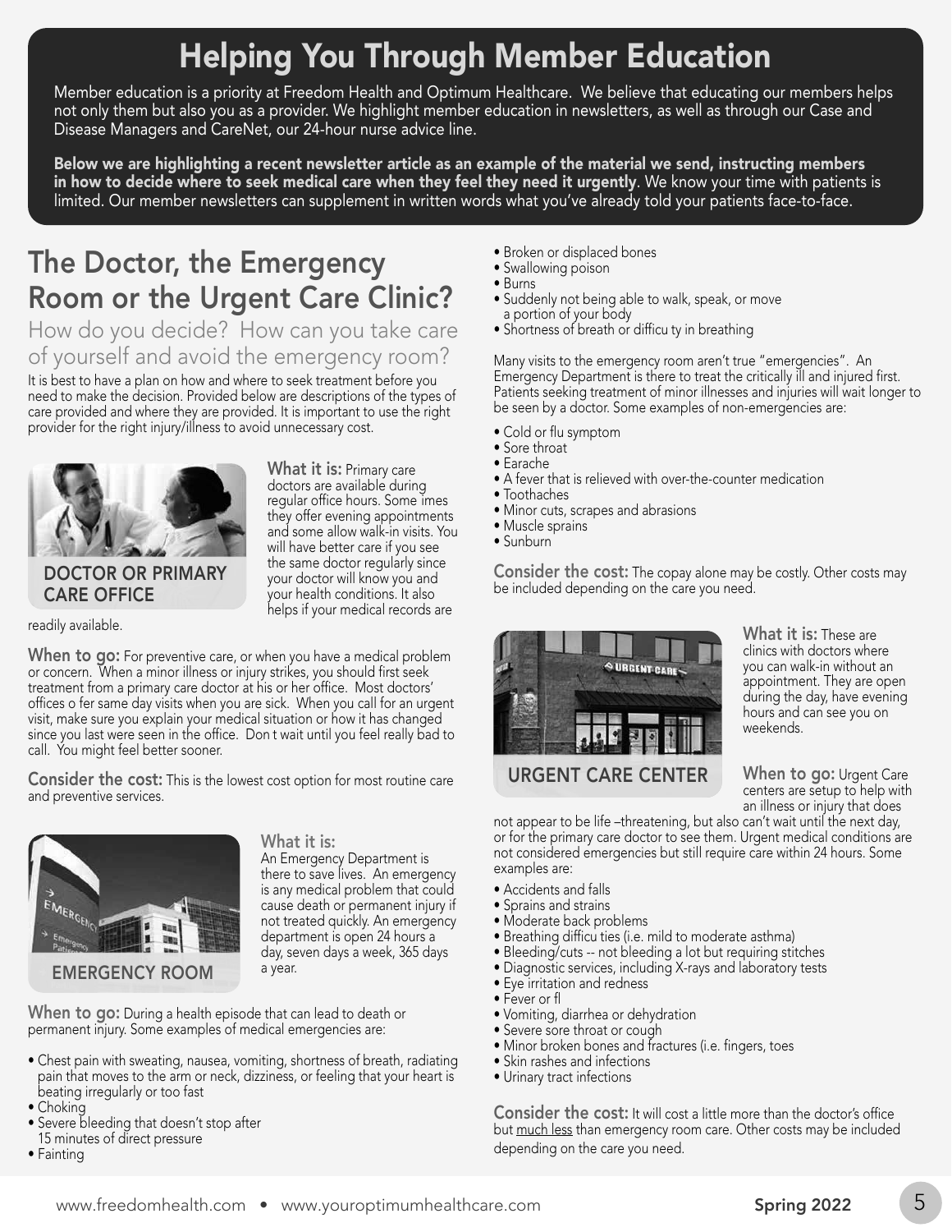# Helping You Through Member Education

Member education is a priority at Freedom Health and Optimum Healthcare. We believe that educating our members helps not only them but also you as a provider. We highlight member education in newsletters, as well as through our Case and Disease Managers and CareNet, our 24-hour nurse advice line.

**Below we are highlighting a recent newsletter article as an example of the material we send, instructing members in how to decide where to seek medical care when they feel they need it urgently**. We know your time with patients is limited. Our member newsletters can supplement in written words what you've already told your patients face-to-face.

## The Doctor, the Emergency Room or the Urgent Care Clinic?

### How do you decide? How can you take care of yourself and avoid the emergency room?

It is best to have a plan on how and where to seek treatment before you need to make the decision. Provided below are descriptions of the types of care provided and where they are provided. It is important to use the right provider for the right injury/illness to avoid unnecessary cost.

### DOCTOR OR PRIMARY CARE OFFICE

**What it is:** Primary care doctors are available during regular office hours. Some imes they offer evening appointments and some allow walk-in visits. You will have better care if you see the same doctor regularly since your doctor will know you and your health conditions. It also helps if your medical records are readily available.

**When to go:** For preventive care, or when you have a medical problem or concern. When a minor illness or injury strikes, you should first seek treatment from a primary care doctor at his or her office. Most doctors' offices o fer same day visits when you are sick. When you call for an urgent visit, make sure you explain your medical situation or how it has changed since you last were seen in the office. Don t wait until you feel really bad to call. You might feel better sooner.

**Consider the cost:** This is the lowest cost option for most routine care and preventive services.

### EMERGENCY ROOM

**What it is:**
An Emergency Department is there to save lives. An emergency is any medical problem that could cause death or permanent injury if not treated quickly. An emergency department is open 24 hours a day, seven days a week, 365 days a year.

**When to go:** During a health episode that can lead to death or permanent injury. Some examples of medical emergencies are:

- Chest pain with sweating, nausea, vomiting, shortness of breath, radiating pain that moves to the arm or neck, dizziness, or feeling that your heart is beating irregularly or too fast
- Choking
- Severe bleeding that doesn't stop after 15 minutes of direct pressure
- Fainting
- Broken or displaced bones
- Swallowing poison
- Burns
- Suddenly not being able to walk, speak, or move a portion of your body
- Shortness of breath or difficu ty in breathing

Many visits to the emergency room aren't true "emergencies". An Emergency Department is there to treat the critically ill and injured first. Patients seeking treatment of minor illnesses and injuries will wait longer to be seen by a doctor. Some examples of non-emergencies are:

- Cold or flu symptom
- Sore throat
- Earache
- A fever that is relieved with over-the-counter medication
- Toothaches
- Minor cuts, scrapes and abrasions
- Muscle sprains
- Sunburn

**Consider the cost:** The copay alone may be costly. Other costs may be included depending on the care you need.

### URGENT CARE CENTER

**What it is:** These are clinics with doctors where you can walk-in without an appointment. They are open during the day, have evening hours and can see you on weekends.

**When to go:** Urgent Care centers are setup to help with an illness or injury that does not appear to be life –threatening, but also can't wait until the next day, or for the primary care doctor to see them. Urgent medical conditions are not considered emergencies but still require care within 24 hours. Some examples are:

- Accidents and falls
- Sprains and strains
- Moderate back problems
- Breathing difficu ties (i.e. mild to moderate asthma)
- Bleeding/cuts -- not bleeding a lot but requiring stitches
- Diagnostic services, including X-rays and laboratory tests
- Eye irritation and redness
- Fever or fl
- Vomiting, diarrhea or dehydration
- Severe sore throat or cough
- Minor broken bones and fractures (i.e. fingers, toes
- Skin rashes and infections
- Urinary tract infections

**Consider the cost:** It will cost a little more than the doctor's office but <u>much less</u> than emergency room care. Other costs may be included depending on the care you need.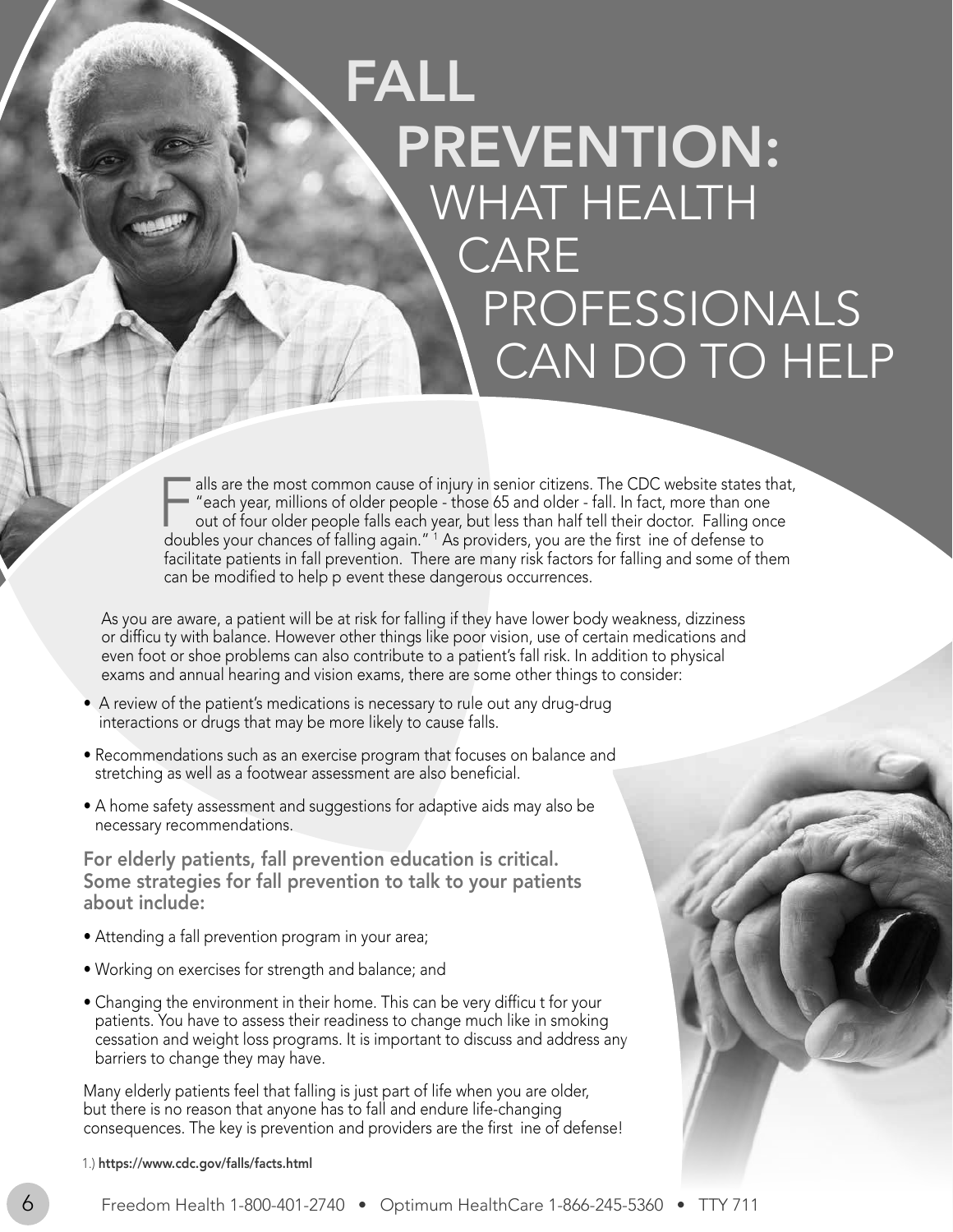# FALL PREVENTION: WHAT HEALTH CARE PROFESSIONALS CAN DO TO HELP

Falls are the most common cause of injury in senior citizens. The CDC website states that, "each year, millions of older people - those 65 and older - fall. In fact, more than one out of four older people falls each year, but less than half tell their doctor. Falling once doubles your chances of falling again." [1] As providers, you are the first ine of defense to facilitate patients in fall prevention. There are many risk factors for falling and some of them can be modified to help p event these dangerous occurrences.

As you are aware, a patient will be at risk for falling if they have lower body weakness, dizziness or difficu ty with balance. However other things like poor vision, use of certain medications and even foot or shoe problems can also contribute to a patient's fall risk. In addition to physical exams and annual hearing and vision exams, there are some other things to consider:

- A review of the patient's medications is necessary to rule out any drug-drug interactions or drugs that may be more likely to cause falls.
- Recommendations such as an exercise program that focuses on balance and stretching as well as a footwear assessment are also beneficial.
- A home safety assessment and suggestions for adaptive aids may also be necessary recommendations.

**For elderly patients, fall prevention education is critical. Some strategies for fall prevention to talk to your patients about include:**

- Attending a fall prevention program in your area;
- Working on exercises for strength and balance; and
- Changing the environment in their home. This can be very difficu t for your patients. You have to assess their readiness to change much like in smoking cessation and weight loss programs. It is important to discuss and address any barriers to change they may have.

Many elderly patients feel that falling is just part of life when you are older, but there is no reason that anyone has to fall and endure life-changing consequences. The key is prevention and providers are the first ine of defense!

1.) **https://www.cdc.gov/falls/facts.html**

Freedom Health 1-800-401-2740 • Optimum HealthCare 1-866-245-5360 • TTY 711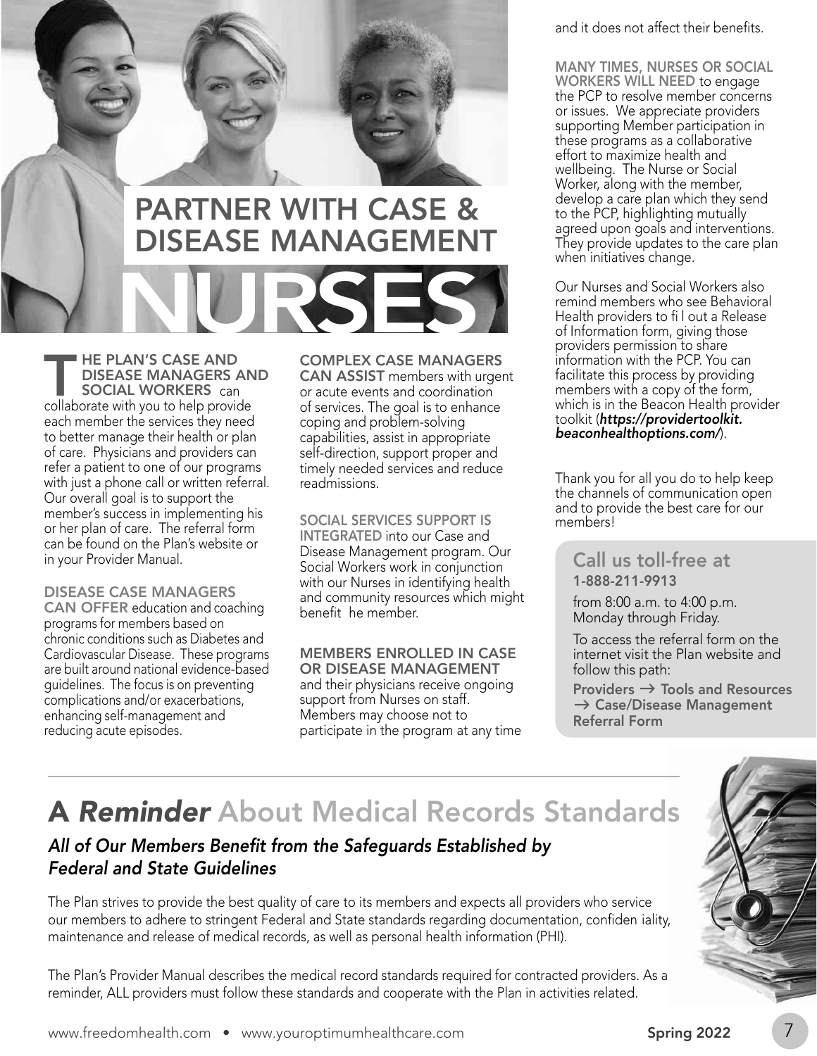# PARTNER WITH CASE & DISEASE MANAGEMENT NURSES

**THE PLAN'S CASE AND DISEASE MANAGERS AND SOCIAL WORKERS** can collaborate with you to help provide each member the services they need to better manage their health or plan of care. Physicians and providers can refer a patient to one of our programs with just a phone call or written referral. Our overall goal is to support the member's success in implementing his or her plan of care. The referral form can be found on the Plan's website or in your Provider Manual.

**DISEASE CASE MANAGERS CAN OFFER** education and coaching programs for members based on chronic conditions such as Diabetes and Cardiovascular Disease. These programs are built around national evidence-based guidelines. The focus is on preventing complications and/or exacerbations, enhancing self-management and reducing acute episodes.

**COMPLEX CASE MANAGERS CAN ASSIST** members with urgent or acute events and coordination of services. The goal is to enhance coping and problem-solving capabilities, assist in appropriate self-direction, support proper and timely needed services and reduce readmissions.

**SOCIAL SERVICES SUPPORT IS INTEGRATED** into our Case and Disease Management program. Our Social Workers work in conjunction with our Nurses in identifying health and community resources which might benefit he member.

**MEMBERS ENROLLED IN CASE OR DISEASE MANAGEMENT** and their physicians receive ongoing support from Nurses on staff. Members may choose not to participate in the program at any time and it does not affect their benefits.

**MANY TIMES, NURSES OR SOCIAL WORKERS WILL NEED** to engage the PCP to resolve member concerns or issues. We appreciate providers supporting Member participation in these programs as a collaborative effort to maximize health and wellbeing. The Nurse or Social Worker, along with the member, develop a care plan which they send to the PCP, highlighting mutually agreed upon goals and interventions. They provide updates to the care plan when initiatives change.

Our Nurses and Social Workers also remind members who see Behavioral Health providers to fi l out a Release of Information form, giving those providers permission to share information with the PCP. You can facilitate this process by providing members with a copy of the form, which is in the Beacon Health provider toolkit (***https://providertoolkit.beaconhealthoptions.com/***).

Thank you for all you do to help keep the channels of communication open and to provide the best care for our members!

**Call us toll-free at**
**1-888-211-9913**

from 8:00 a.m. to 4:00 p.m. Monday through Friday.

To access the referral form on the internet visit the Plan website and follow this path:

**Providers → Tools and Resources → Case/Disease Management Referral Form**

## A *Reminder* About Medical Records Standards

### *All of Our Members Benefit from the Safeguards Established by Federal and State Guidelines*

The Plan strives to provide the best quality of care to its members and expects all providers who service our members to adhere to stringent Federal and State standards regarding documentation, confiden iality, maintenance and release of medical records, as well as personal health information (PHI).

The Plan's Provider Manual describes the medical record standards required for contracted providers. As a reminder, ALL providers must follow these standards and cooperate with the Plan in activities related.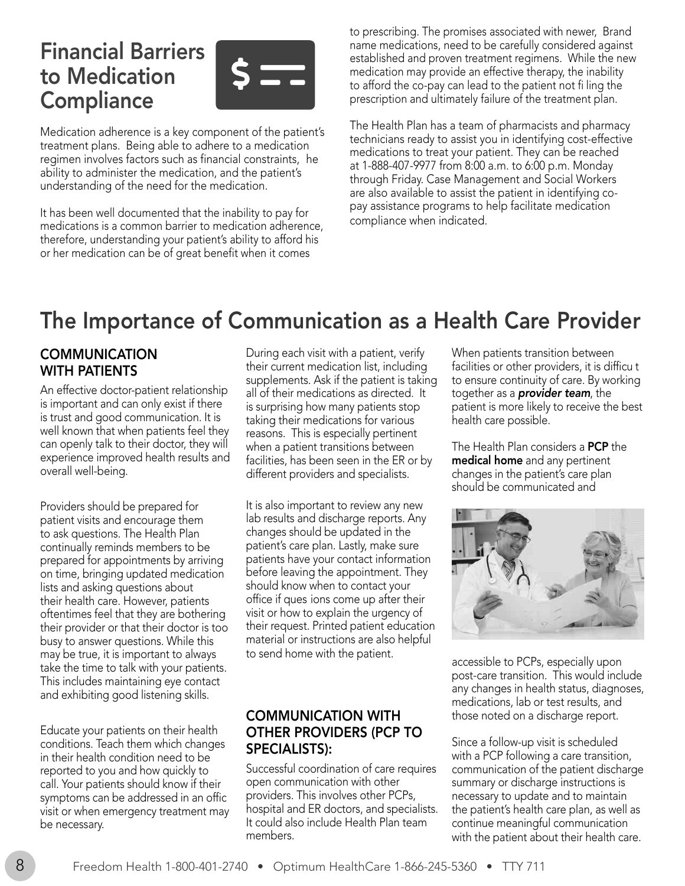# Financial Barriers to Medication Compliance

Medication adherence is a key component of the patient's treatment plans. Being able to adhere to a medication regimen involves factors such as financial constraints, he ability to administer the medication, and the patient's understanding of the need for the medication.

It has been well documented that the inability to pay for medications is a common barrier to medication adherence, therefore, understanding your patient's ability to afford his or her medication can be of great benefit when it comes to prescribing. The promises associated with newer, Brand name medications, need to be carefully considered against established and proven treatment regimens. While the new medication may provide an effective therapy, the inability to afford the co-pay can lead to the patient not fi ling the prescription and ultimately failure of the treatment plan.

The Health Plan has a team of pharmacists and pharmacy technicians ready to assist you in identifying cost-effective medications to treat your patient. They can be reached at 1-888-407-9977 from 8:00 a.m. to 6:00 p.m. Monday through Friday. Case Management and Social Workers are also available to assist the patient in identifying co-pay assistance programs to help facilitate medication compliance when indicated.

# The Importance of Communication as a Health Care Provider

## COMMUNICATION WITH PATIENTS

An effective doctor-patient relationship is important and can only exist if there is trust and good communication. It is well known that when patients feel they can openly talk to their doctor, they will experience improved health results and overall well-being.

Providers should be prepared for patient visits and encourage them to ask questions. The Health Plan continually reminds members to be prepared for appointments by arriving on time, bringing updated medication lists and asking questions about their health care. However, patients oftentimes feel that they are bothering their provider or that their doctor is too busy to answer questions. While this may be true, it is important to always take the time to talk with your patients. This includes maintaining eye contact and exhibiting good listening skills.

Educate your patients on their health conditions. Teach them which changes in their health condition need to be reported to you and how quickly to call. Your patients should know if their symptoms can be addressed in an offic visit or when emergency treatment may be necessary.

During each visit with a patient, verify their current medication list, including supplements. Ask if the patient is taking all of their medications as directed. It is surprising how many patients stop taking their medications for various reasons. This is especially pertinent when a patient transitions between facilities, has been seen in the ER or by different providers and specialists.

It is also important to review any new lab results and discharge reports. Any changes should be updated in the patient's care plan. Lastly, make sure patients have your contact information before leaving the appointment. They should know when to contact your office if ques ions come up after their visit or how to explain the urgency of their request. Printed patient education material or instructions are also helpful to send home with the patient.

## COMMUNICATION WITH OTHER PROVIDERS (PCP TO SPECIALISTS):

Successful coordination of care requires open communication with other providers. This involves other PCPs, hospital and ER doctors, and specialists. It could also include Health Plan team members.

When patients transition between facilities or other providers, it is difficu t to ensure continuity of care. By working together as a ***provider team***, the patient is more likely to receive the best health care possible.

The Health Plan considers a **PCP** the **medical home** and any pertinent changes in the patient's care plan should be communicated and accessible to PCPs, especially upon post-care transition. This would include any changes in health status, diagnoses, medications, lab or test results, and those noted on a discharge report.

Since a follow-up visit is scheduled with a PCP following a care transition, communication of the patient discharge summary or discharge instructions is necessary to update and to maintain the patient's health care plan, as well as continue meaningful communication with the patient about their health care.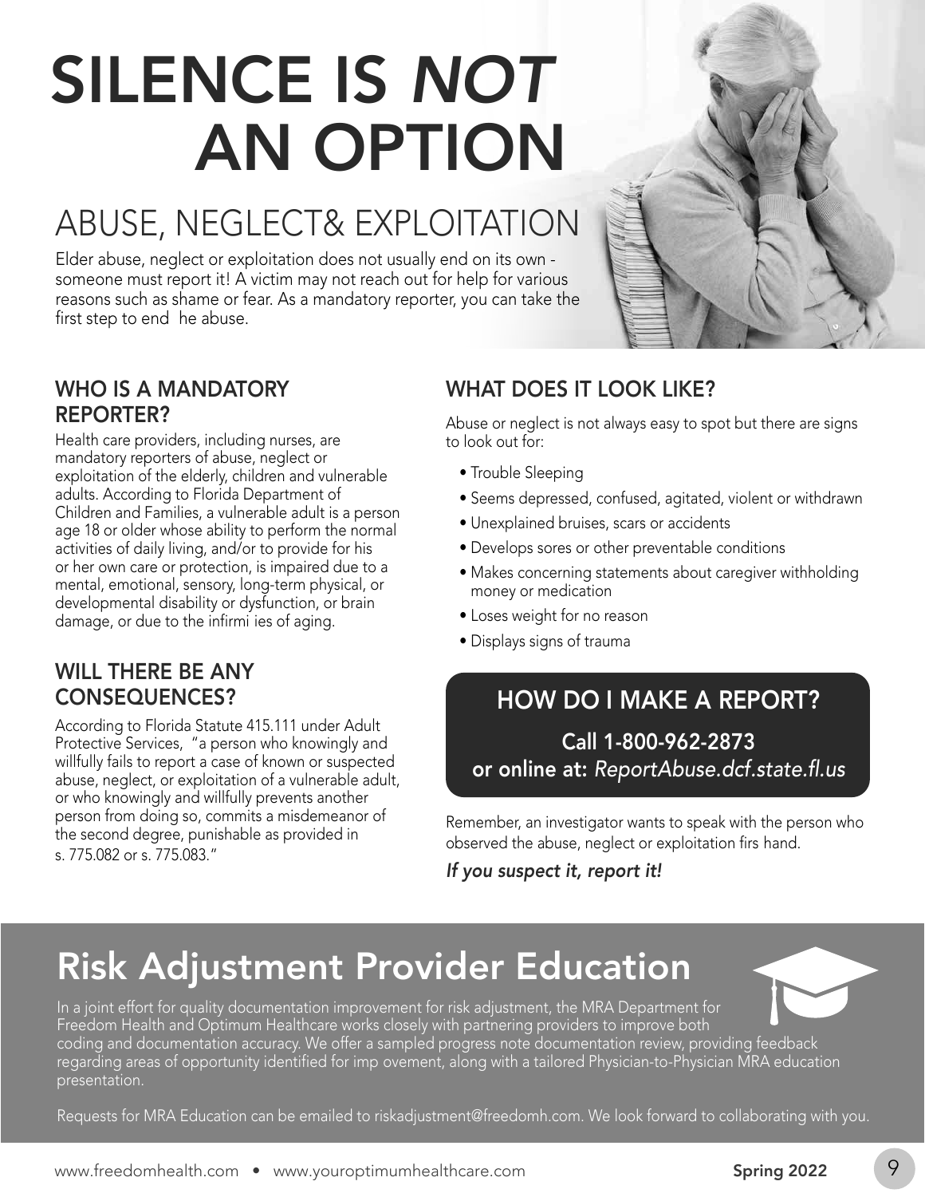# SILENCE IS *NOT* AN OPTION

## ABUSE, NEGLECT& EXPLOITATION

Elder abuse, neglect or exploitation does not usually end on its own - someone must report it! A victim may not reach out for help for various reasons such as shame or fear. As a mandatory reporter, you can take the first step to end he abuse.

### WHO IS A MANDATORY REPORTER?

Health care providers, including nurses, are mandatory reporters of abuse, neglect or exploitation of the elderly, children and vulnerable adults. According to Florida Department of Children and Families, a vulnerable adult is a person age 18 or older whose ability to perform the normal activities of daily living, and/or to provide for his or her own care or protection, is impaired due to a mental, emotional, sensory, long-term physical, or developmental disability or dysfunction, or brain damage, or due to the infirmi ies of aging.

### WILL THERE BE ANY CONSEQUENCES?

According to Florida Statute 415.111 under Adult Protective Services, "a person who knowingly and willfully fails to report a case of known or suspected abuse, neglect, or exploitation of a vulnerable adult, or who knowingly and willfully prevents another person from doing so, commits a misdemeanor of the second degree, punishable as provided in s. 775.082 or s. 775.083."

### WHAT DOES IT LOOK LIKE?

Abuse or neglect is not always easy to spot but there are signs to look out for:

- Trouble Sleeping
- Seems depressed, confused, agitated, violent or withdrawn
- Unexplained bruises, scars or accidents
- Develops sores or other preventable conditions
- Makes concerning statements about caregiver withholding money or medication
- Loses weight for no reason
- Displays signs of trauma

### HOW DO I MAKE A REPORT?

**Call 1-800-962-2873**
**or online at:** ***ReportAbuse.dcf.state.fl.us***

Remember, an investigator wants to speak with the person who observed the abuse, neglect or exploitation firs hand.

***If you suspect it, report it!***

## Risk Adjustment Provider Education

In a joint effort for quality documentation improvement for risk adjustment, the MRA Department for Freedom Health and Optimum Healthcare works closely with partnering providers to improve both coding and documentation accuracy. We offer a sampled progress note documentation review, providing feedback regarding areas of opportunity identified for imp ovement, along with a tailored Physician-to-Physician MRA education presentation.

Requests for MRA Education can be emailed to riskadjustment@freedomh.com. We look forward to collaborating with you.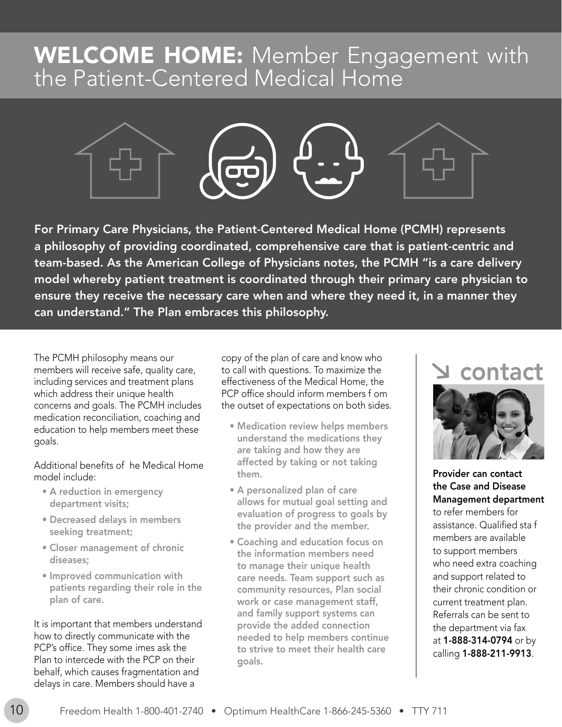# WELCOME HOME: Member Engagement with the Patient-Centered Medical Home

**For Primary Care Physicians, the Patient-Centered Medical Home (PCMH) represents a philosophy of providing coordinated, comprehensive care that is patient-centric and team-based. As the American College of Physicians notes, the PCMH "is a care delivery model whereby patient treatment is coordinated through their primary care physician to ensure they receive the necessary care when and where they need it, in a manner they can understand." The Plan embraces this philosophy.**

The PCMH philosophy means our members will receive safe, quality care, including services and treatment plans which address their unique health concerns and goals. The PCMH includes medication reconciliation, coaching and education to help members meet these goals.

Additional benefits of  he Medical Home model include:

- **A reduction in emergency department visits;**
- **Decreased delays in members seeking treatment;**
- **Closer management of chronic diseases;**
- **Improved communication with patients regarding their role in the plan of care.**

It is important that members understand how to directly communicate with the PCP's office. They some imes ask the Plan to intercede with the PCP on their behalf, which causes fragmentation and delays in care. Members should have a copy of the plan of care and know who to call with questions. To maximize the effectiveness of the Medical Home, the PCP office should inform members f om the outset of expectations on both sides.

- **Medication review helps members understand the medications they are taking and how they are affected by taking or not taking them.**
- **A personalized plan of care allows for mutual goal setting and evaluation of progress to goals by the provider and the member.**
- **Coaching and education focus on the information members need to manage their unique health care needs. Team support such as community resources, Plan social work or case management staff, and family support systems can provide the added connection needed to help members continue to strive to meet their health care goals.**

## ↘ contact

**Provider can contact the Case and Disease Management department** to refer members for assistance. Qualified sta f members are available to support members who need extra coaching and support related to their chronic condition or current treatment plan. Referrals can be sent to the department via fax at **1-888-314-0794** or by calling **1-888-211-9913**.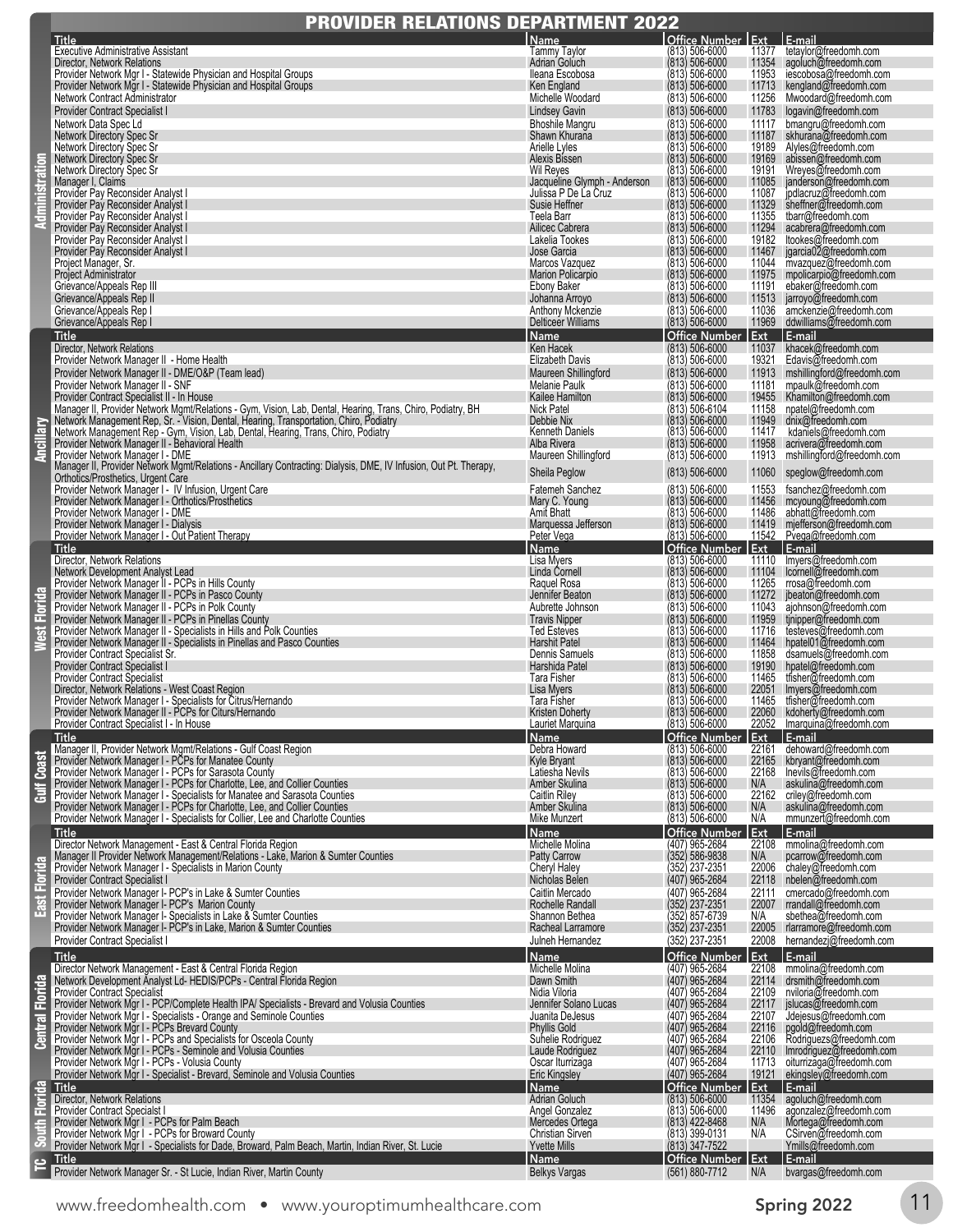# PROVIDER RELATIONS DEPARTMENT 2022

## Administration

| Title | Name | Office Number | Ext | E-mail |
|---|---|---|---|---|
| Executive Administrative Assistant | Tammy Taylor | (813) 506-6000 | 11377 | tetaylor@freedomh.com |
| Director, Network Relations | Adrian Goluch | (813) 506-6000 | 11354 | agoluch@freedomh.com |
| Provider Network Mgr I - Statewide Physician and Hospital Groups | Ileana Escobosa | (813) 506-6000 | 11953 | iescobosa@freedomh.com |
| Provider Network Mgr I - Statewide Physician and Hospital Groups | Ken England | (813) 506-6000 | 11713 | kengland@freedomh.com |
| Network Contract Administrator | Michelle Woodard | (813) 506-6000 | 11256 | Mwoodard@freedomh.com |
| Provider Contract Specialist I | Lindsey Gavin | (813) 506-6000 | 11783 | logavin@freedomh.com |
| Network Data Spec Ld | Bhoshile Mangru | (813) 506-6000 | 11117 | bmangru@freedomh.com |
| Network Directory Spec Sr | Shawn Khurana | (813) 506-6000 | 11187 | skhurana@freedomh.com |
| Network Directory Spec Sr | Arielle Lyles | (813) 506-6000 | 19189 | Alyles@freedomh.com |
| Network Directory Spec Sr | Alexis Bissen | (813) 506-6000 | 19169 | abissen@freedomh.com |
| Network Directory Spec Sr | Wil Reyes | (813) 506-6000 | 19191 | Wreyes@freedomh.com |
| Manager I, Claims | Jacqueline Glymph - Anderson | (813) 506-6000 | 11085 | janderson@freedomh.com |
| Provider Pay Reconsider Analyst I | Julissa P De La Cruz | (813) 506-6000 | 11087 | jpdlacruz@freedomh.com |
| Provider Pay Reconsider Analyst I | Susie Heffner | (813) 506-6000 | 11329 | sheffner@freedomh.com |
| Provider Pay Reconsider Analyst I | Teela Barr | (813) 506-6000 | 11355 | tbarr@freedomh.com |
| Provider Pay Reconsider Analyst I | Ailicec Cabrera | (813) 506-6000 | 11294 | acabrera@freedomh.com |
| Provider Pay Reconsider Analyst I | Lakelia Tookes | (813) 506-6000 | 19182 | ltookes@freedomh.com |
| Provider Pay Reconsider Analyst I | Jose Garcia | (813) 506-6000 | 11467 | jgarcia02@freedomh.com |
| Project Manager, Sr. | Marcos Vazquez | (813) 506-6000 | 11044 | mvazquez@freedomh.com |
| Project Administrator | Marion Policarpio | (813) 506-6000 | 11975 | mpolicarpio@freedomh.com |
| Grievance/Appeals Rep III | Ebony Baker | (813) 506-6000 | 11191 | ebaker@freedomh.com |
| Grievance/Appeals Rep II | Johanna Arroyo | (813) 506-6000 | 11513 | jarroyo@freedomh.com |
| Grievance/Appeals Rep I | Anthony Mckenzie | (813) 506-6000 | 11036 | amckenzie@freedomh.com |
| Grievance/Appeals Rep I | Delticeer Williams | (813) 506-6000 | 11969 | ddwilliams@freedomh.com |

## Ancillary

| Title | Name | Office Number | Ext | E-mail |
|---|---|---|---|---|
| Director, Network Relations | Ken Hacek | (813) 506-6000 | 11037 | khacek@freedomh.com |
| Provider Network Manager II - Home Health | Elizabeth Davis | (813) 506-6000 | 19321 | Edavis@freedomh.com |
| Provider Network Manager II - DME/O&P (Team lead) | Maureen Shillingford | (813) 506-6000 | 11913 | mshillingford@freedomh.com |
| Provider Network Manager II - SNF | Melanie Paulk | (813) 506-6000 | 11181 | mpaulk@freedomh.com |
| Provider Contract Specialist II - In House | Kailee Hamilton | (813) 506-6000 | 19455 | Khamilton@freedomh.com |
| Manager II, Provider Network Mgmt/Relations - Gym, Vision, Lab, Dental, Hearing, Trans, Chiro, Podiatry, BH | Nick Patel | (813) 506-6104 | 11158 | npatel@freedomh.com |
| Network Management Rep, Sr. - Vision, Dental, Hearing, Transportation, Chiro, Podiatry | Debbie Nix | (813) 506-6000 | 11949 | dnix@freedomh.com |
| Network Management Rep - Gym, Vision, Lab, Dental, Hearing, Trans, Chiro, Podiatry | Kenneth Daniels | (813) 506-6000 | 11417 | kdaniels@freedomh.com |
| Provider Network Manager II - Behavioral Health | Alba Rivera | (813) 506-6000 | 11958 | acrivera@freedomh.com |
| Provider Network Manager I - DME | Maureen Shillingford | (813) 506-6000 | 11913 | mshillingford@freedomh.com |
| Manager II, Provider Network Mgmt/Relations - Ancillary Contracting: Dialysis, DME, IV Infusion, Out Pt. Therapy, Orthotics/Prosthetics, Urgent Care | Sheila Peglow | (813) 506-6000 | 11060 | speglow@freedomh.com |
| Provider Network Manager I - IV Infusion, Urgent Care | Fatemeh Sanchez | (813) 506-6000 | 11553 | fsanchez@freedomh.com |
| Provider Network Manager I - Orthotics/Prosthetics | Mary C. Young | (813) 506-6000 | 11456 | mcyoung@freedomh.com |
| Provider Network Manager I - DME | Amit Bhatt | (813) 506-6000 | 11486 | abhatt@freedomh.com |
| Provider Network Manager I - Dialysis | Marquessa Jefferson | (813) 506-6000 | 11419 | mjefferson@freedomh.com |
| Provider Network Manager I - Out Patient Therapy | Peter Vega | (813) 506-6000 | 11542 | Pvega@freedomh.com |

## West Florida

| Title | Name | Office Number | Ext | E-mail |
|---|---|---|---|---|
| Director, Network Relations | Lisa Myers | (813) 506-6000 | 11110 | lmyers@freedomh.com |
| Network Development Analyst Lead | Linda Cornell | (813) 506-6000 | 11104 | lcornell@freedomh.com |
| Provider Network Manager II - PCPs in Hills County | Raquel Rosa | (813) 506-6000 | 11265 | rrosa@freedomh.com |
| Provider Network Manager II - PCPs in Pasco County | Jennifer Beaton | (813) 506-6000 | 11272 | jbeaton@freedomh.com |
| Provider Network Manager II - PCPs in Polk County | Aubrette Johnson | (813) 506-6000 | 11043 | ajohnson@freedomh.com |
| Provider Network Manager II - PCPs in Pinellas County | Travis Nipper | (813) 506-6000 | 11959 | tjnipper@freedomh.com |
| Provider Network Manager II - Specialists in Hills and Polk Counties | Ted Esteves | (813) 506-6000 | 11716 | testeves@freedomh.com |
| Provider Network Manager II - Specialists in Pinellas and Pasco Counties | Harshit Patel | (813) 506-6000 | 11464 | hpatel01@freedomh.com |
| Provider Contract Specialist Sr. | Dennis Samuels | (813) 506-6000 | 11858 | dsamuels@freedomh.com |
| Provider Contract Specialist I | Harshida Patel | (813) 506-6000 | 19190 | hpatel@freedomh.com |
| Provider Contract Specialist | Tara Fisher | (813) 506-6000 | 11465 | tfisher@freedomh.com |
| Director, Network Relations - West Coast Region | Lisa Myers | (813) 506-6000 | 22051 | lmyers@freedomh.com |
| Provider Network Manager I - Specialists for Citrus/Hernando | Tara Fisher | (813) 506-6000 | 11465 | tfisher@freedomh.com |
| Provider Network Manager II - PCPs for Citurs/Hernando | Kristen Doherty | (813) 506-6000 | 22060 | kdoherty@freedomh.com |
| Provider Contract Specialist I - In House | Lauriet Marquina | (813) 506-6000 | 22052 | lmarquina@freedomh.com |

## Gulf Coast

| Title | Name | Office Number | Ext | E-mail |
|---|---|---|---|---|
| Manager II, Provider Network Mgmt/Relations - Gulf Coast Region | Debra Howard | (813) 506-6000 | 22161 | dehoward@freedomh.com |
| Provider Network Manager I - PCPs for Manatee County | Kyle Bryant | (813) 506-6000 | 22165 | kbryant@freedomh.com |
| Provider Network Manager I - PCPs for Sarasota County | Latiesha Nevils | (813) 506-6000 | 22168 | lnevils@freedomh.com |
| Provider Network Manager I - PCPs for Charlotte, Lee, and Collier Counties | Amber Skulina | (813) 506-6000 | N/A | askulina@freedomh.com |
| Provider Network Manager I - Specialists for Manatee and Sarasota Counties | Caitlin Riley | (813) 506-6000 | 22162 | criley@freedomh.com |
| Provider Network Manager I - PCPs for Charlotte, Lee, and Collier Counties | Amber Skulina | (813) 506-6000 | N/A | askulina@freedomh.com |
| Provider Network Manager I - Specialists for Collier, Lee and Charlotte Counties | Mike Munzert | (813) 506-6000 | N/A | mmunzert@freedomh.com |

## East Florida

| Title | Name | Office Number | Ext | E-mail |
|---|---|---|---|---|
| Director Network Management - East & Central Florida Region | Michelle Molina | (407) 965-2684 | 22108 | mmolina@freedomh.com |
| Manager II Provider Network Management/Relations - Lake, Marion & Sumter Counties | Patty Carrow | (352) 586-9838 | N/A | pcarrow@freedomh.com |
| Provider Network Manager I - Specialists in Marion County | Cheryl Haley | (352) 237-2351 | 22006 | chaley@freedomh.com |
| Provider Contract Specialist I | Nicholas Belen | (407) 965-2684 | 22118 | nbelen@freedomh.com |
| Provider Network Manager I- PCP's in Lake & Sumter Counties | Caitlin Mercado | (407) 965-2684 | 22111 | cmercado@freedomh.com |
| Provider Network Manager I- PCP's Marion County | Rochelle Randall | (352) 237-2351 | 22007 | rrandall@freedomh.com |
| Provider Network Manager I- Specialists in Lake & Sumter Counties | Shannon Bethea | (352) 857-6739 | N/A | sbethea@freedomh.com |
| Provider Network Manager I- PCP's in Lake, Marion & Sumter Counties | Racheal Larramore | (352) 237-2351 | 22005 | rlarramore@freedomh.com |
| Provider Contract Specialist I | Julneh Hernandez | (352) 237-2351 | 22008 | hernandezj@freedomh.com |

## Central Florida

| Title | Name | Office Number | Ext | E-mail |
|---|---|---|---|---|
| Director Network Management - East & Central Florida Region | Michelle Molina | (407) 965-2684 | 22108 | mmolina@freedomh.com |
| Network Development Analyst Ld- HEDIS/PCPs - Central Florida Region | Dawn Smith | (407) 965-2684 | 22114 | drsmith@freedomh.com |
| Provider Contract Specialist | Nidia Viloria | (407) 965-2684 | 22109 | nviloria@freedomh.com |
| Provider Network Mgr I - PCP/Complete Health IPA/ Specialists - Brevard and Volusia Counties | Jennifer Solano Lucas | (407) 965-2684 | 22117 | jslucas@freedomh.com |
| Provider Network Mgr I - Specialists - Orange and Seminole Counties | Juanita DeJesus | (407) 965-2684 | 22107 | Jdejesus@freedomh.com |
| Provider Network Mgr I - PCPs Brevard County | Phyllis Gold | (407) 965-2684 | 22116 | pgold@freedomh.com |
| Provider Network Mgr I - PCPs and Specialists for Osceola County | Suhelie Rodriguez | (407) 965-2684 | 22106 | Rodriguezs@freedomh.com |
| Provider Network Mgr I - PCPs - Seminole and Volusia Counties | Laude Rodriguez | (407) 965-2684 | 22110 | lmrodriguez@freedomh.com |
| Provider Network Mgr I - PCPs - Volusia County | Oscar Iturrizaga | (407) 965-2684 | 11713 | oiturrizaga@freedomh.com |
| Provider Network Mgr I - Specialist - Brevard, Seminole and Volusia Counties | Eric Kingsley | (407) 965-2684 | 19121 | ekingsley@freedomh.com |

## South Florida

| Title | Name | Office Number | Ext | E-mail |
|---|---|---|---|---|
| Director, Network Relations | Adrian Goluch | (813) 506-6000 | 11354 | agoluch@freedomh.com |
| Provider Contract Specialst I | Angel Gonzalez | (813) 506-6000 | 11496 | agonzalez@freedomh.com |
| Provider Network Mgr I - PCPs for Palm Beach | Mercedes Ortega | (813) 422-8468 | N/A | Mortega@freedomh.com |
| Provider Network Mgr I - PCPs for Broward County | Christian Sirven | (813) 399-0131 | N/A | CSirven@freedomh.com |
| Provider Network Mgr I - Specialists for Dade, Broward, Palm Beach, Martin, Indian River, St. Lucie | Yvette Mills | (813) 347-7522 | | Ymills@freedomh.com |

## TC

| Title | Name | Office Number | Ext | E-mail |
|---|---|---|---|---|
| Provider Network Manager Sr. - St Lucie, Indian River, Martin County | Belkys Vargas | (561) 880-7712 | N/A | bvargas@freedomh.com |

www.freedomhealth.com • www.youroptimumhealthcare.com

Spring 2022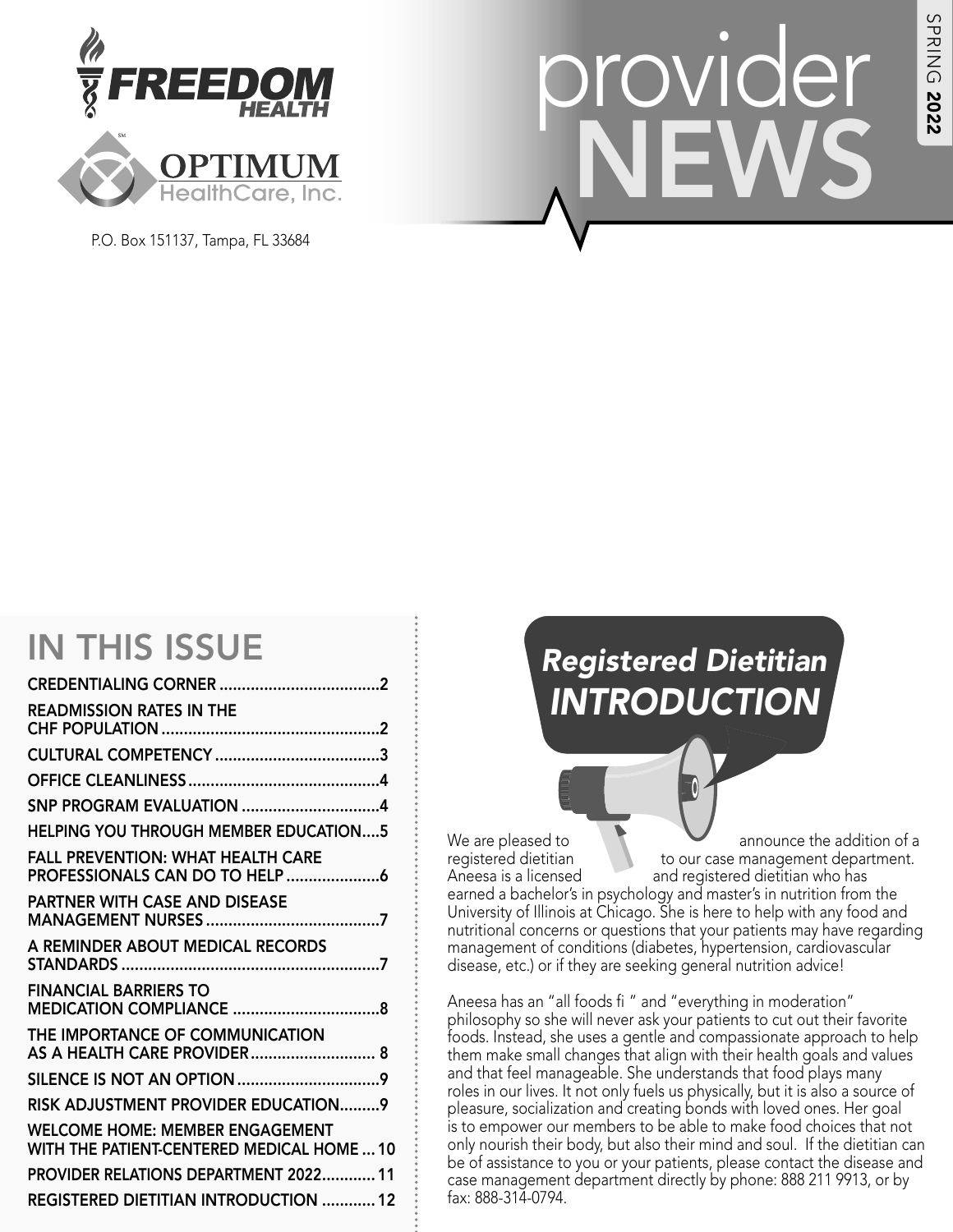P.O. Box 151137, Tampa, FL 33684

# provider NEWS

SPRING **2022**

## IN THIS ISSUE

| | |
|---|---|
| CREDENTIALING CORNER | 2 |
| READMISSION RATES IN THE CHF POPULATION | 2 |
| CULTURAL COMPETENCY | 3 |
| OFFICE CLEANLINESS | 4 |
| SNP PROGRAM EVALUATION | 4 |
| HELPING YOU THROUGH MEMBER EDUCATION | 5 |
| FALL PREVENTION: WHAT HEALTH CARE PROFESSIONALS CAN DO TO HELP | 6 |
| PARTNER WITH CASE AND DISEASE MANAGEMENT NURSES | 7 |
| A REMINDER ABOUT MEDICAL RECORDS STANDARDS | 7 |
| FINANCIAL BARRIERS TO MEDICATION COMPLIANCE | 8 |
| THE IMPORTANCE OF COMMUNICATION AS A HEALTH CARE PROVIDER | 8 |
| SILENCE IS NOT AN OPTION | 9 |
| RISK ADJUSTMENT PROVIDER EDUCATION | 9 |
| WELCOME HOME: MEMBER ENGAGEMENT WITH THE PATIENT-CENTERED MEDICAL HOME | 10 |
| PROVIDER RELATIONS DEPARTMENT 2022 | 11 |
| REGISTERED DIETITIAN INTRODUCTION | 12 |

## *Registered Dietitian INTRODUCTION*

We are pleased to announce the addition of a registered dietitian to our case management department. Aneesa is a licensed and registered dietitian who has earned a bachelor's in psychology and master's in nutrition from the University of Illinois at Chicago. She is here to help with any food and nutritional concerns or questions that your patients may have regarding management of conditions (diabetes, hypertension, cardiovascular disease, etc.) or if they are seeking general nutrition advice!

Aneesa has an "all foods fi " and "everything in moderation" philosophy so she will never ask your patients to cut out their favorite foods. Instead, she uses a gentle and compassionate approach to help them make small changes that align with their health goals and values and that feel manageable. She understands that food plays many roles in our lives. It not only fuels us physically, but it is also a source of pleasure, socialization and creating bonds with loved ones. Her goal is to empower our members to be able to make food choices that not only nourish their body, but also their mind and soul. If the dietitian can be of assistance to you or your patients, please contact the disease and case management department directly by phone: 888 211 9913, or by fax: 888-314-0794.